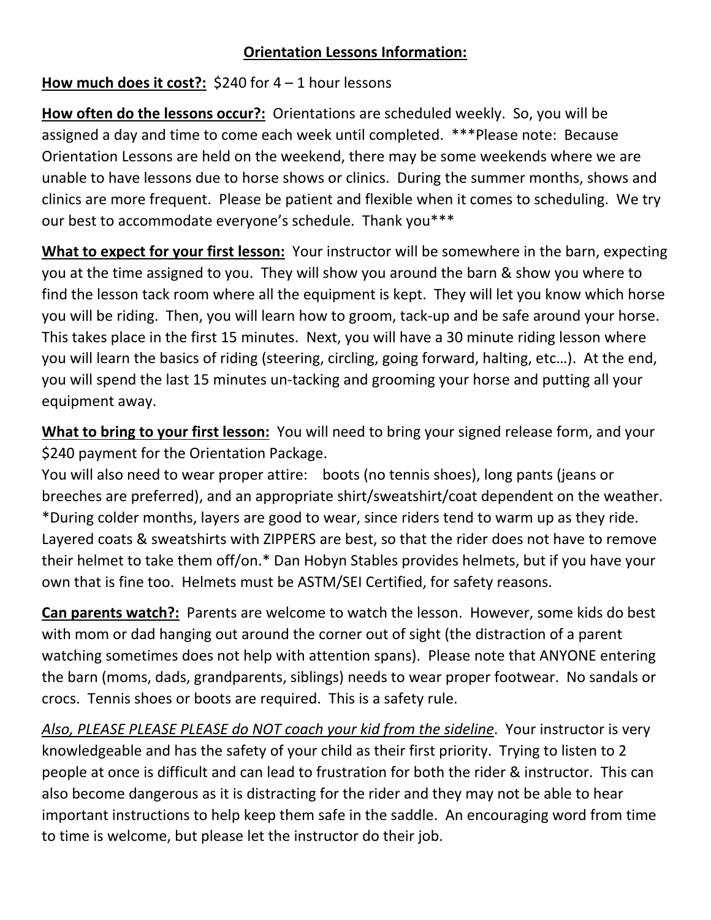## <u>**Orientation Lessons Information:**</u>

<u>**How much does it cost?:**</u> $240 for 4 – 1 hour lessons

<u>**How often do the lessons occur?:**</u> Orientations are scheduled weekly. So, you will be assigned a day and time to come each week until completed. ***Please note: Because Orientation Lessons are held on the weekend, there may be some weekends where we are unable to have lessons due to horse shows or clinics. During the summer months, shows and clinics are more frequent. Please be patient and flexible when it comes to scheduling. We try our best to accommodate everyone's schedule. Thank you***

<u>**What to expect for your first lesson:**</u> Your instructor will be somewhere in the barn, expecting you at the time assigned to you. They will show you around the barn & show you where to find the lesson tack room where all the equipment is kept. They will let you know which horse you will be riding. Then, you will learn how to groom, tack-up and be safe around your horse. This takes place in the first 15 minutes. Next, you will have a 30 minute riding lesson where you will learn the basics of riding (steering, circling, going forward, halting, etc…). At the end, you will spend the last 15 minutes un-tacking and grooming your horse and putting all your equipment away.

<u>**What to bring to your first lesson:**</u> You will need to bring your signed release form, and your $240 payment for the Orientation Package.
You will also need to wear proper attire: boots (no tennis shoes), long pants (jeans or breeches are preferred), and an appropriate shirt/sweatshirt/coat dependent on the weather. *During colder months, layers are good to wear, since riders tend to warm up as they ride. Layered coats & sweatshirts with ZIPPERS are best, so that the rider does not have to remove their helmet to take them off/on.* Dan Hobyn Stables provides helmets, but if you have your own that is fine too. Helmets must be ASTM/SEI Certified, for safety reasons.

<u>**Can parents watch?:**</u> Parents are welcome to watch the lesson. However, some kids do best with mom or dad hanging out around the corner out of sight (the distraction of a parent watching sometimes does not help with attention spans). Please note that ANYONE entering the barn (moms, dads, grandparents, siblings) needs to wear proper footwear. No sandals or crocs. Tennis shoes or boots are required. This is a safety rule.

*<u>Also, PLEASE PLEASE PLEASE do NOT coach your kid from the sideline</u>*. Your instructor is very knowledgeable and has the safety of your child as their first priority. Trying to listen to 2 people at once is difficult and can lead to frustration for both the rider & instructor. This can also become dangerous as it is distracting for the rider and they may not be able to hear important instructions to help keep them safe in the saddle. An encouraging word from time to time is welcome, but please let the instructor do their job.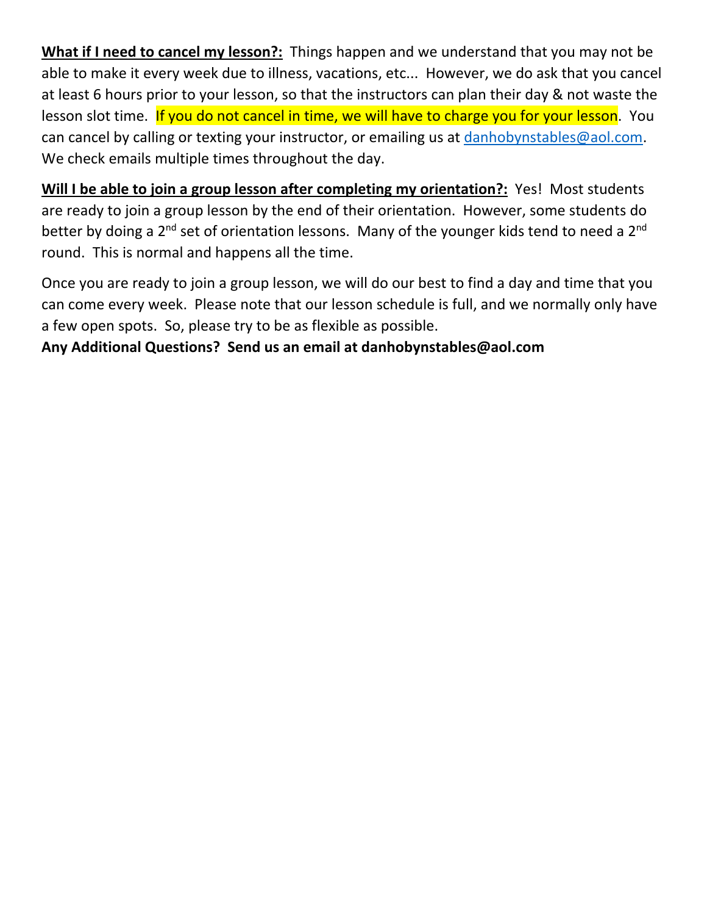**<u>What if I need to cancel my lesson?:</u>** Things happen and we understand that you may not be able to make it every week due to illness, vacations, etc... However, we do ask that you cancel at least 6 hours prior to your lesson, so that the instructors can plan their day & not waste the lesson slot time. If you do not cancel in time, we will have to charge you for your lesson. You can cancel by calling or texting your instructor, or emailing us at danhobynstables@aol.com. We check emails multiple times throughout the day.

**<u>Will I be able to join a group lesson after completing my orientation?:</u>** Yes! Most students are ready to join a group lesson by the end of their orientation. However, some students do better by doing a 2nd set of orientation lessons. Many of the younger kids tend to need a 2nd round. This is normal and happens all the time.

Once you are ready to join a group lesson, we will do our best to find a day and time that you can come every week. Please note that our lesson schedule is full, and we normally only have a few open spots. So, please try to be as flexible as possible.

**Any Additional Questions? Send us an email at danhobynstables@aol.com**